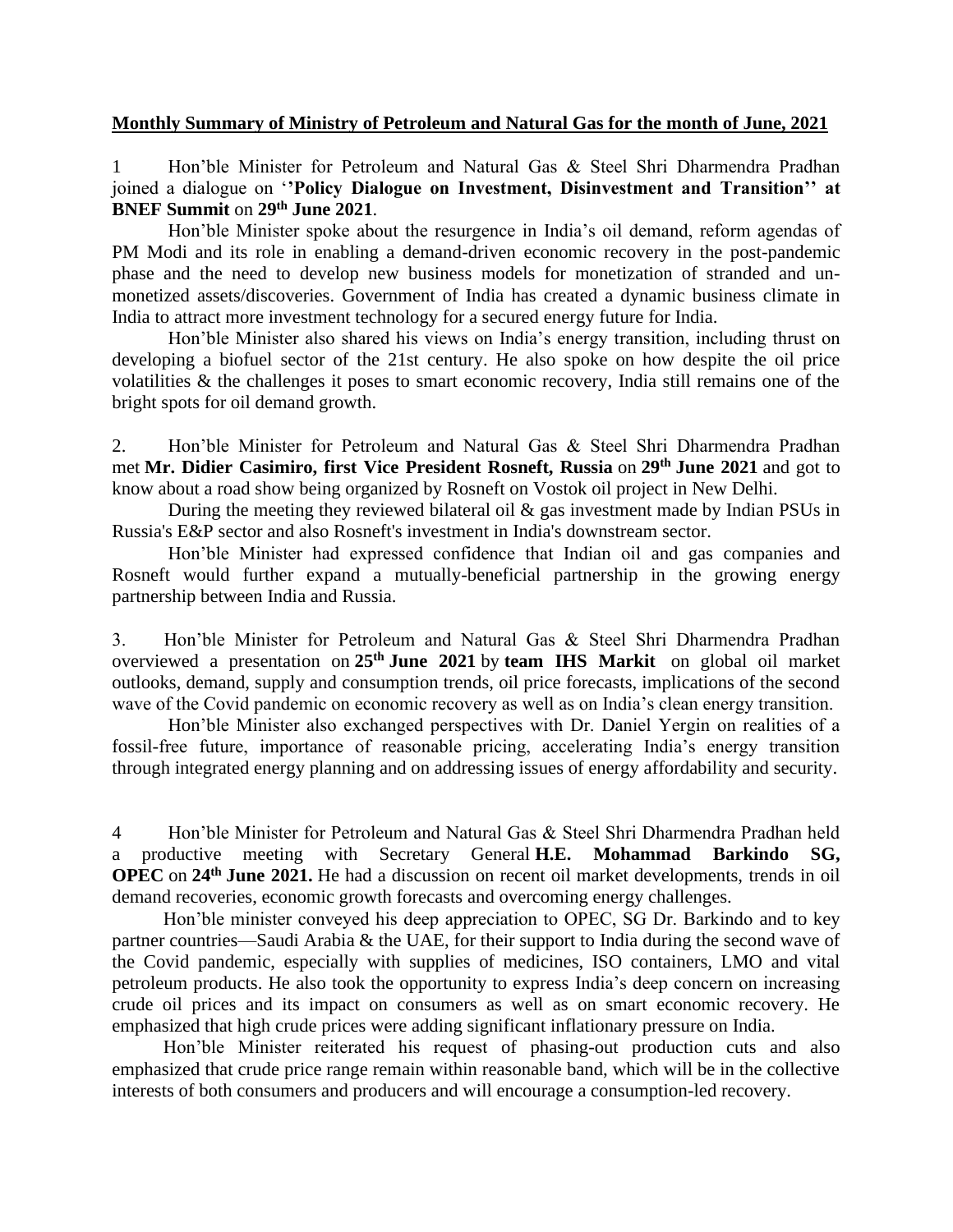**Monthly Summary of Ministry of Petroleum and Natural Gas for the month of June, 2021**

1 Hon'ble Minister for Petroleum and Natural Gas & Steel Shri Dharmendra Pradhan joined a dialogue on '**'Policy Dialogue on Investment, Disinvestment and Transition'' at BNEF Summit** on **29th June 2021**.

Hon'ble Minister spoke about the resurgence in India's oil demand, reform agendas of PM Modi and its role in enabling a demand-driven economic recovery in the post-pandemic phase and the need to develop new business models for monetization of stranded and un-monetized assets/discoveries. Government of India has created a dynamic business climate in India to attract more investment technology for a secured energy future for India.

Hon'ble Minister also shared his views on India's energy transition, including thrust on developing a biofuel sector of the 21st century. He also spoke on how despite the oil price volatilities & the challenges it poses to smart economic recovery, India still remains one of the bright spots for oil demand growth.

2. Hon'ble Minister for Petroleum and Natural Gas & Steel Shri Dharmendra Pradhan met **Mr. Didier Casimiro, first Vice President Rosneft, Russia** on **29th June 2021** and got to know about a road show being organized by Rosneft on Vostok oil project in New Delhi.

During the meeting they reviewed bilateral oil & gas investment made by Indian PSUs in Russia's E&P sector and also Rosneft's investment in India's downstream sector.

Hon'ble Minister had expressed confidence that Indian oil and gas companies and Rosneft would further expand a mutually-beneficial partnership in the growing energy partnership between India and Russia.

3. Hon'ble Minister for Petroleum and Natural Gas & Steel Shri Dharmendra Pradhan overviewed a presentation on **25th June 2021** by **team IHS Markit** on global oil market outlooks, demand, supply and consumption trends, oil price forecasts, implications of the second wave of the Covid pandemic on economic recovery as well as on India's clean energy transition.

Hon'ble Minister also exchanged perspectives with Dr. Daniel Yergin on realities of a fossil-free future, importance of reasonable pricing, accelerating India's energy transition through integrated energy planning and on addressing issues of energy affordability and security.

4 Hon'ble Minister for Petroleum and Natural Gas & Steel Shri Dharmendra Pradhan held a productive meeting with Secretary General **H.E. Mohammad Barkindo SG, OPEC** on **24th June 2021.** He had a discussion on recent oil market developments, trends in oil demand recoveries, economic growth forecasts and overcoming energy challenges.

Hon'ble minister conveyed his deep appreciation to OPEC, SG Dr. Barkindo and to key partner countries—Saudi Arabia & the UAE, for their support to India during the second wave of the Covid pandemic, especially with supplies of medicines, ISO containers, LMO and vital petroleum products. He also took the opportunity to express India's deep concern on increasing crude oil prices and its impact on consumers as well as on smart economic recovery. He emphasized that high crude prices were adding significant inflationary pressure on India.

Hon'ble Minister reiterated his request of phasing-out production cuts and also emphasized that crude price range remain within reasonable band, which will be in the collective interests of both consumers and producers and will encourage a consumption-led recovery.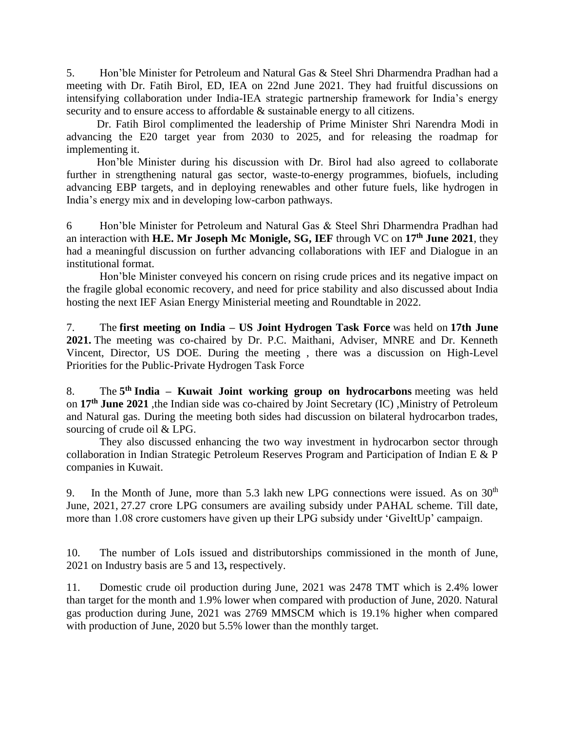5. Hon'ble Minister for Petroleum and Natural Gas & Steel Shri Dharmendra Pradhan had a meeting with Dr. Fatih Birol, ED, IEA on 22nd June 2021. They had fruitful discussions on intensifying collaboration under India-IEA strategic partnership framework for India's energy security and to ensure access to affordable & sustainable energy to all citizens.

Dr. Fatih Birol complimented the leadership of Prime Minister Shri Narendra Modi in advancing the E20 target year from 2030 to 2025, and for releasing the roadmap for implementing it.

Hon'ble Minister during his discussion with Dr. Birol had also agreed to collaborate further in strengthening natural gas sector, waste-to-energy programmes, biofuels, including advancing EBP targets, and in deploying renewables and other future fuels, like hydrogen in India's energy mix and in developing low-carbon pathways.

6 Hon'ble Minister for Petroleum and Natural Gas & Steel Shri Dharmendra Pradhan had an interaction with **H.E. Mr Joseph Mc Monigle, SG, IEF** through VC on **17th June 2021**, they had a meaningful discussion on further advancing collaborations with IEF and Dialogue in an institutional format.

Hon'ble Minister conveyed his concern on rising crude prices and its negative impact on the fragile global economic recovery, and need for price stability and also discussed about India hosting the next IEF Asian Energy Ministerial meeting and Roundtable in 2022.

7. The **first meeting on India – US Joint Hydrogen Task Force** was held on **17th June 2021.** The meeting was co-chaired by Dr. P.C. Maithani, Adviser, MNRE and Dr. Kenneth Vincent, Director, US DOE. During the meeting , there was a discussion on High-Level Priorities for the Public-Private Hydrogen Task Force

8. The **5th India – Kuwait Joint working group on hydrocarbons** meeting was held on **17th June 2021** ,the Indian side was co-chaired by Joint Secretary (IC) ,Ministry of Petroleum and Natural gas. During the meeting both sides had discussion on bilateral hydrocarbon trades, sourcing of crude oil & LPG.

They also discussed enhancing the two way investment in hydrocarbon sector through collaboration in Indian Strategic Petroleum Reserves Program and Participation of Indian E & P companies in Kuwait.

9. In the Month of June, more than 5.3 lakh new LPG connections were issued. As on 30th June, 2021, 27.27 crore LPG consumers are availing subsidy under PAHAL scheme. Till date, more than 1.08 crore customers have given up their LPG subsidy under 'GiveItUp' campaign.

10. The number of LoIs issued and distributorships commissioned in the month of June, 2021 on Industry basis are 5 and 13**,** respectively.

11. Domestic crude oil production during June, 2021 was 2478 TMT which is 2.4% lower than target for the month and 1.9% lower when compared with production of June, 2020. Natural gas production during June, 2021 was 2769 MMSCM which is 19.1% higher when compared with production of June, 2020 but 5.5% lower than the monthly target.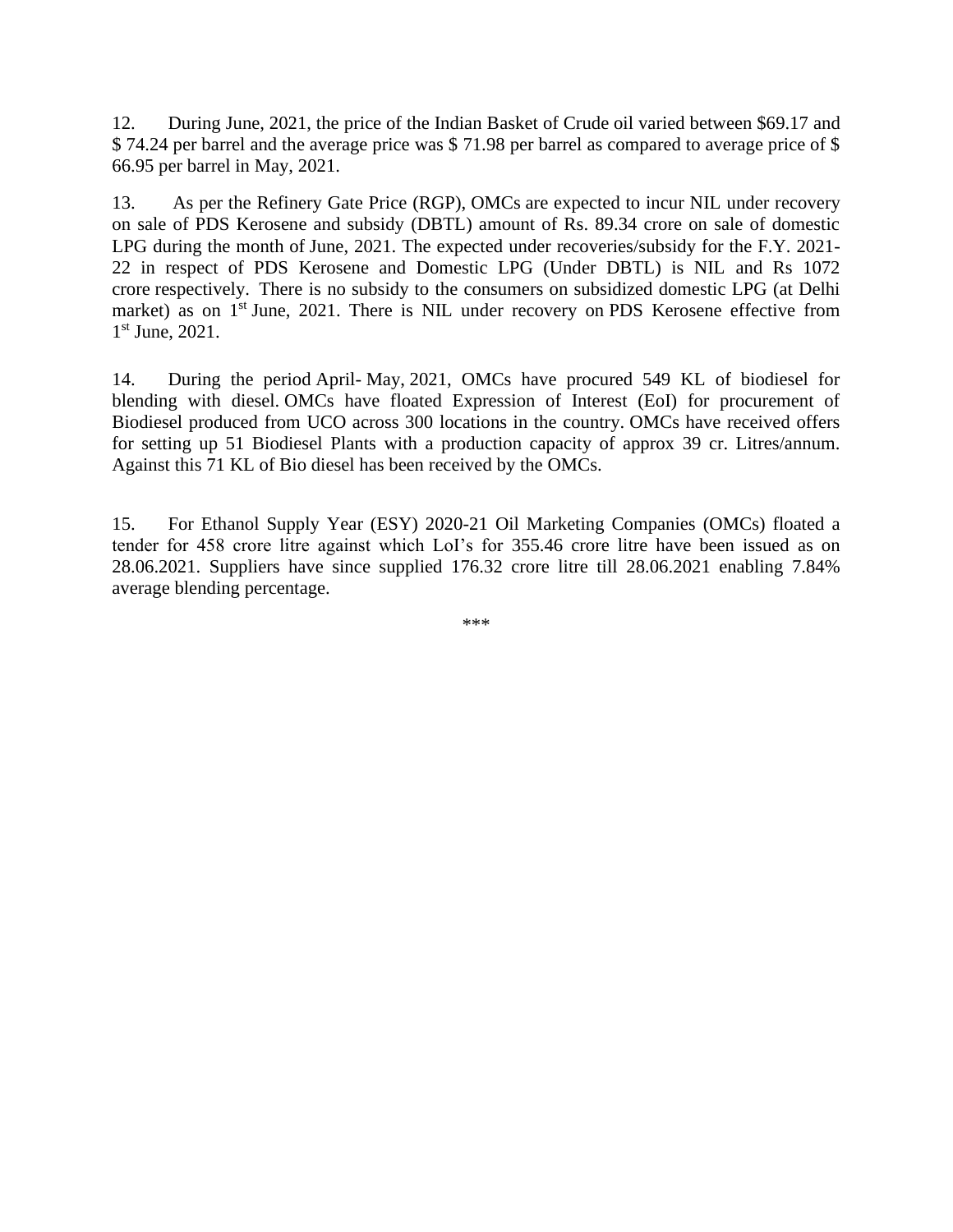12. During June, 2021, the price of the Indian Basket of Crude oil varied between $69.17 and $ 74.24 per barrel and the average price was $ 71.98 per barrel as compared to average price of $ 66.95 per barrel in May, 2021.

13. As per the Refinery Gate Price (RGP), OMCs are expected to incur NIL under recovery on sale of PDS Kerosene and subsidy (DBTL) amount of Rs. 89.34 crore on sale of domestic LPG during the month of June, 2021. The expected under recoveries/subsidy for the F.Y. 2021-22 in respect of PDS Kerosene and Domestic LPG (Under DBTL) is NIL and Rs 1072 crore respectively. There is no subsidy to the consumers on subsidized domestic LPG (at Delhi market) as on 1st June, 2021. There is NIL under recovery on PDS Kerosene effective from 1st June, 2021.

14. During the period April- May, 2021, OMCs have procured 549 KL of biodiesel for blending with diesel. OMCs have floated Expression of Interest (EoI) for procurement of Biodiesel produced from UCO across 300 locations in the country. OMCs have received offers for setting up 51 Biodiesel Plants with a production capacity of approx 39 cr. Litres/annum. Against this 71 KL of Bio diesel has been received by the OMCs.

15. For Ethanol Supply Year (ESY) 2020-21 Oil Marketing Companies (OMCs) floated a tender for 458 crore litre against which LoI's for 355.46 crore litre have been issued as on 28.06.2021. Suppliers have since supplied 176.32 crore litre till 28.06.2021 enabling 7.84% average blending percentage.

***